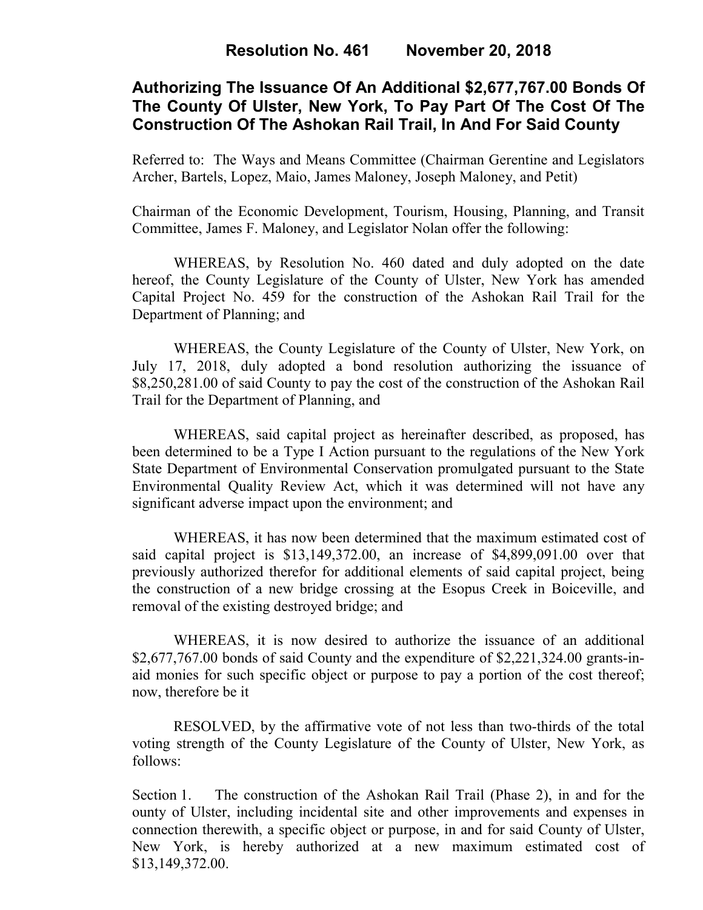# Resolution No. 461 November 20, 2018

## Authorizing The Issuance Of An Additional $2,677,767.00 Bonds Of The County Of Ulster, New York, To Pay Part Of The Cost Of The Construction Of The Ashokan Rail Trail, In And For Said County

Referred to: The Ways and Means Committee (Chairman Gerentine and Legislators Archer, Bartels, Lopez, Maio, James Maloney, Joseph Maloney, and Petit)

Chairman of the Economic Development, Tourism, Housing, Planning, and Transit Committee, James F. Maloney, and Legislator Nolan offer the following:

WHEREAS, by Resolution No. 460 dated and duly adopted on the date hereof, the County Legislature of the County of Ulster, New York has amended Capital Project No. 459 for the construction of the Ashokan Rail Trail for the Department of Planning; and

WHEREAS, the County Legislature of the County of Ulster, New York, on July 17, 2018, duly adopted a bond resolution authorizing the issuance of $8,250,281.00 of said County to pay the cost of the construction of the Ashokan Rail Trail for the Department of Planning, and

WHEREAS, said capital project as hereinafter described, as proposed, has been determined to be a Type I Action pursuant to the regulations of the New York State Department of Environmental Conservation promulgated pursuant to the State Environmental Quality Review Act, which it was determined will not have any significant adverse impact upon the environment; and

WHEREAS, it has now been determined that the maximum estimated cost of said capital project is $13,149,372.00, an increase of $4,899,091.00 over that previously authorized therefor for additional elements of said capital project, being the construction of a new bridge crossing at the Esopus Creek in Boiceville, and removal of the existing destroyed bridge; and

WHEREAS, it is now desired to authorize the issuance of an additional $2,677,767.00 bonds of said County and the expenditure of $2,221,324.00 grants-in-aid monies for such specific object or purpose to pay a portion of the cost thereof; now, therefore be it

RESOLVED, by the affirmative vote of not less than two-thirds of the total voting strength of the County Legislature of the County of Ulster, New York, as follows:

Section 1. The construction of the Ashokan Rail Trail (Phase 2), in and for the ounty of Ulster, including incidental site and other improvements and expenses in connection therewith, a specific object or purpose, in and for said County of Ulster, New York, is hereby authorized at a new maximum estimated cost of $13,149,372.00.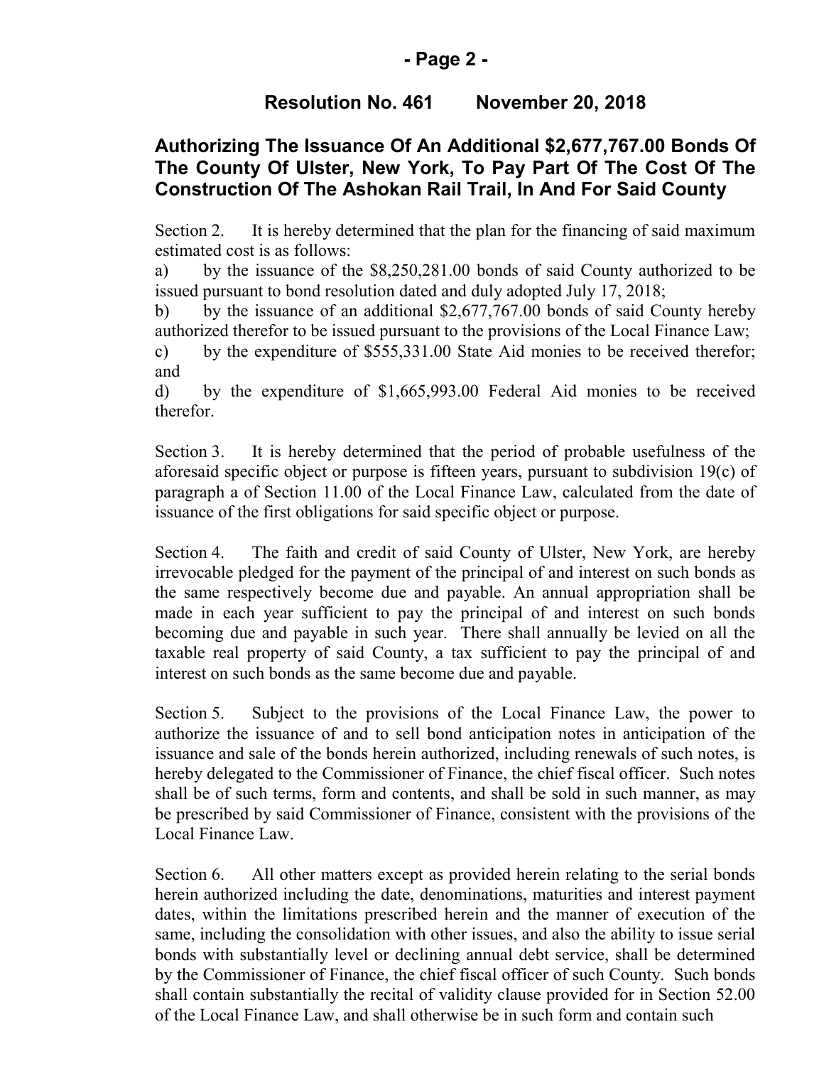**Resolution No. 461 November 20, 2018**

## Authorizing The Issuance Of An Additional $2,677,767.00 Bonds Of The County Of Ulster, New York, To Pay Part Of The Cost Of The Construction Of The Ashokan Rail Trail, In And For Said County

Section 2. It is hereby determined that the plan for the financing of said maximum estimated cost is as follows:

a) by the issuance of the $8,250,281.00 bonds of said County authorized to be issued pursuant to bond resolution dated and duly adopted July 17, 2018;

b) by the issuance of an additional $2,677,767.00 bonds of said County hereby authorized therefor to be issued pursuant to the provisions of the Local Finance Law;

c) by the expenditure of $555,331.00 State Aid monies to be received therefor; and

d) by the expenditure of $1,665,993.00 Federal Aid monies to be received therefor.

Section 3. It is hereby determined that the period of probable usefulness of the aforesaid specific object or purpose is fifteen years, pursuant to subdivision 19(c) of paragraph a of Section 11.00 of the Local Finance Law, calculated from the date of issuance of the first obligations for said specific object or purpose.

Section 4. The faith and credit of said County of Ulster, New York, are hereby irrevocable pledged for the payment of the principal of and interest on such bonds as the same respectively become due and payable. An annual appropriation shall be made in each year sufficient to pay the principal of and interest on such bonds becoming due and payable in such year. There shall annually be levied on all the taxable real property of said County, a tax sufficient to pay the principal of and interest on such bonds as the same become due and payable.

Section 5. Subject to the provisions of the Local Finance Law, the power to authorize the issuance of and to sell bond anticipation notes in anticipation of the issuance and sale of the bonds herein authorized, including renewals of such notes, is hereby delegated to the Commissioner of Finance, the chief fiscal officer. Such notes shall be of such terms, form and contents, and shall be sold in such manner, as may be prescribed by said Commissioner of Finance, consistent with the provisions of the Local Finance Law.

Section 6. All other matters except as provided herein relating to the serial bonds herein authorized including the date, denominations, maturities and interest payment dates, within the limitations prescribed herein and the manner of execution of the same, including the consolidation with other issues, and also the ability to issue serial bonds with substantially level or declining annual debt service, shall be determined by the Commissioner of Finance, the chief fiscal officer of such County. Such bonds shall contain substantially the recital of validity clause provided for in Section 52.00 of the Local Finance Law, and shall otherwise be in such form and contain such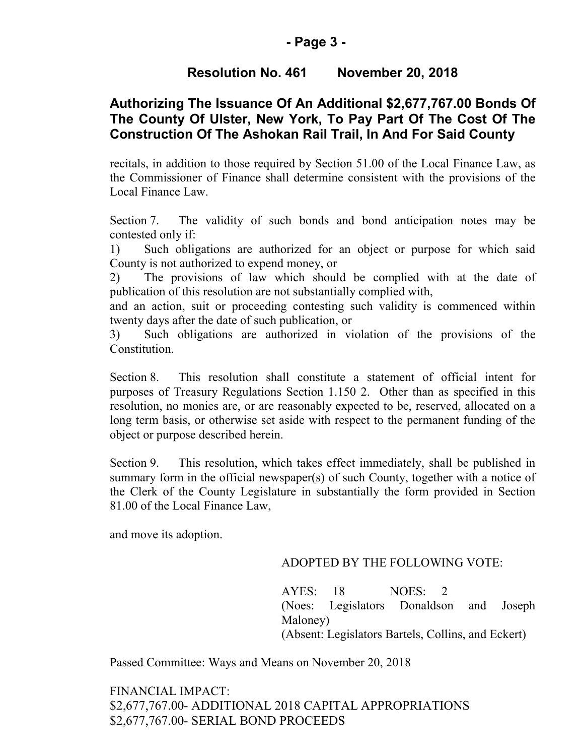## Resolution No. 461 November 20, 2018

### Authorizing The Issuance Of An Additional $2,677,767.00 Bonds Of The County Of Ulster, New York, To Pay Part Of The Cost Of The Construction Of The Ashokan Rail Trail, In And For Said County

recitals, in addition to those required by Section 51.00 of the Local Finance Law, as the Commissioner of Finance shall determine consistent with the provisions of the Local Finance Law.

Section 7. The validity of such bonds and bond anticipation notes may be contested only if:

1) Such obligations are authorized for an object or purpose for which said County is not authorized to expend money, or

2) The provisions of law which should be complied with at the date of publication of this resolution are not substantially complied with,

and an action, suit or proceeding contesting such validity is commenced within twenty days after the date of such publication, or

3) Such obligations are authorized in violation of the provisions of the Constitution.

Section 8. This resolution shall constitute a statement of official intent for purposes of Treasury Regulations Section 1.150 2. Other than as specified in this resolution, no monies are, or are reasonably expected to be, reserved, allocated on a long term basis, or otherwise set aside with respect to the permanent funding of the object or purpose described herein.

Section 9. This resolution, which takes effect immediately, shall be published in summary form in the official newspaper(s) of such County, together with a notice of the Clerk of the County Legislature in substantially the form provided in Section 81.00 of the Local Finance Law,

and move its adoption.

ADOPTED BY THE FOLLOWING VOTE:

AYES: 18 NOES: 2
(Noes: Legislators Donaldson and Joseph Maloney)
(Absent: Legislators Bartels, Collins, and Eckert)

Passed Committee: Ways and Means on November 20, 2018

FINANCIAL IMPACT:
$2,677,767.00- ADDITIONAL 2018 CAPITAL APPROPRIATIONS
$2,677,767.00- SERIAL BOND PROCEEDS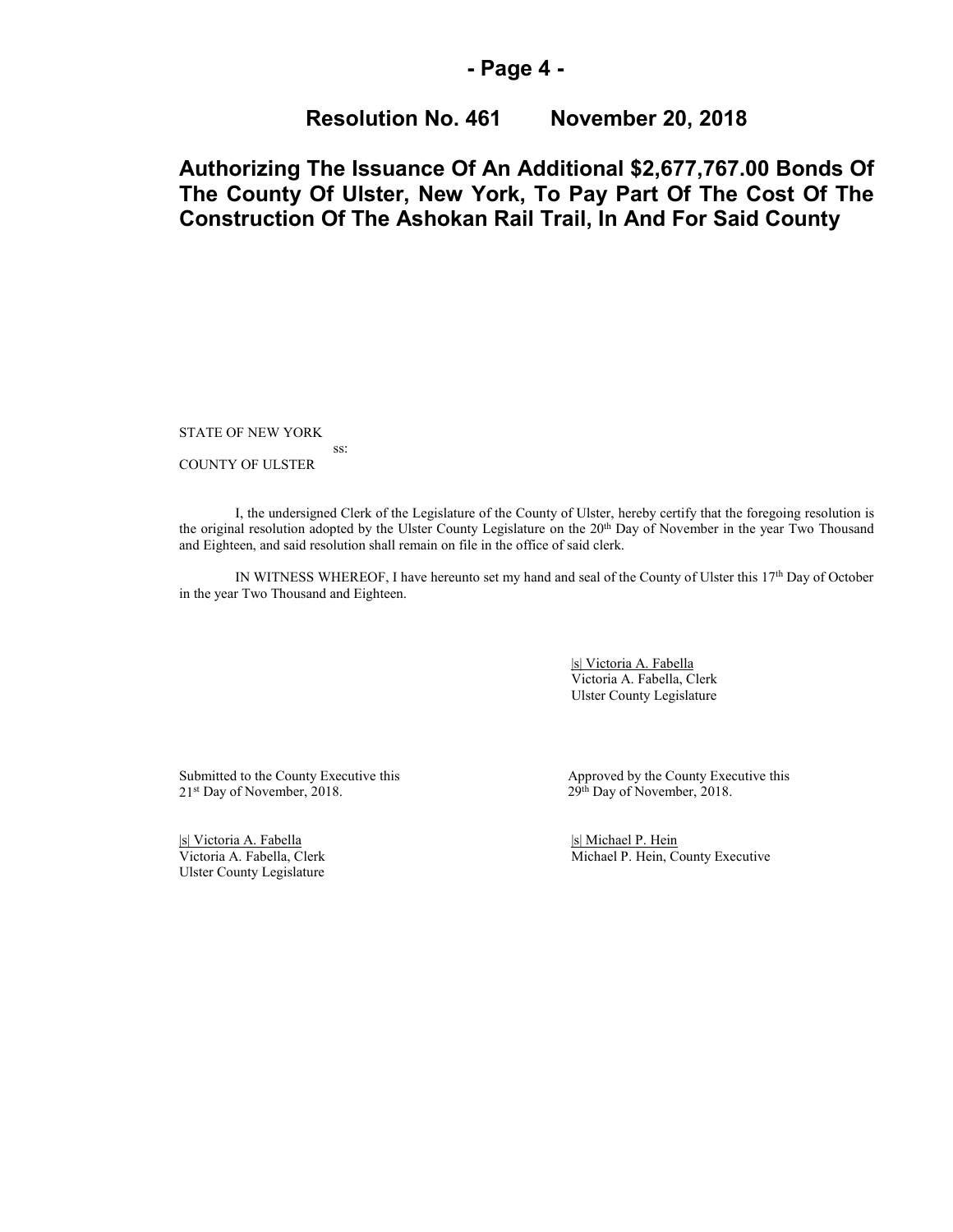## Resolution No. 461 November 20, 2018

# Authorizing The Issuance Of An Additional $2,677,767.00 Bonds Of The County Of Ulster, New York, To Pay Part Of The Cost Of The Construction Of The Ashokan Rail Trail, In And For Said County

STATE OF NEW YORK
ss:
COUNTY OF ULSTER

I, the undersigned Clerk of the Legislature of the County of Ulster, hereby certify that the foregoing resolution is the original resolution adopted by the Ulster County Legislature on the 20th Day of November in the year Two Thousand and Eighteen, and said resolution shall remain on file in the office of said clerk.

IN WITNESS WHEREOF, I have hereunto set my hand and seal of the County of Ulster this 17th Day of October in the year Two Thousand and Eighteen.

|s| Victoria A. Fabella
Victoria A. Fabella, Clerk
Ulster County Legislature

Submitted to the County Executive this 21st Day of November, 2018.

|s| Victoria A. Fabella
Victoria A. Fabella, Clerk
Ulster County Legislature

Approved by the County Executive this 29th Day of November, 2018.

|s| Michael P. Hein
Michael P. Hein, County Executive